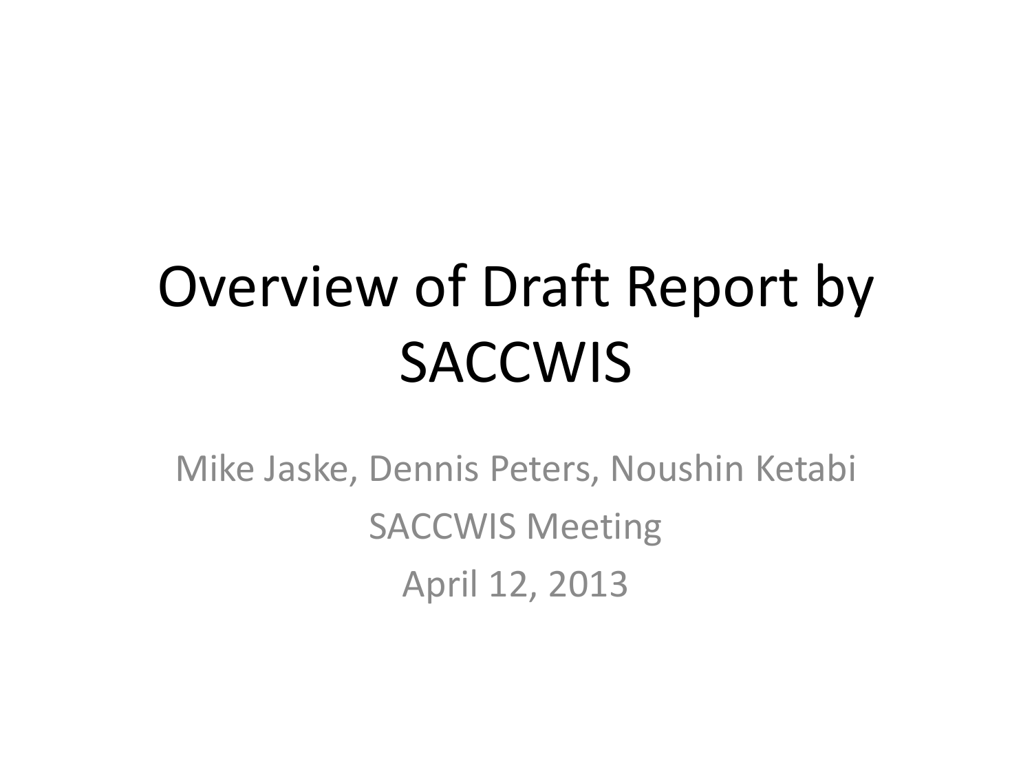# Overview of Draft Report by SACCWIS

Mike Jaske, Dennis Peters, Noushin Ketabi

SACCWIS Meeting

April 12, 2013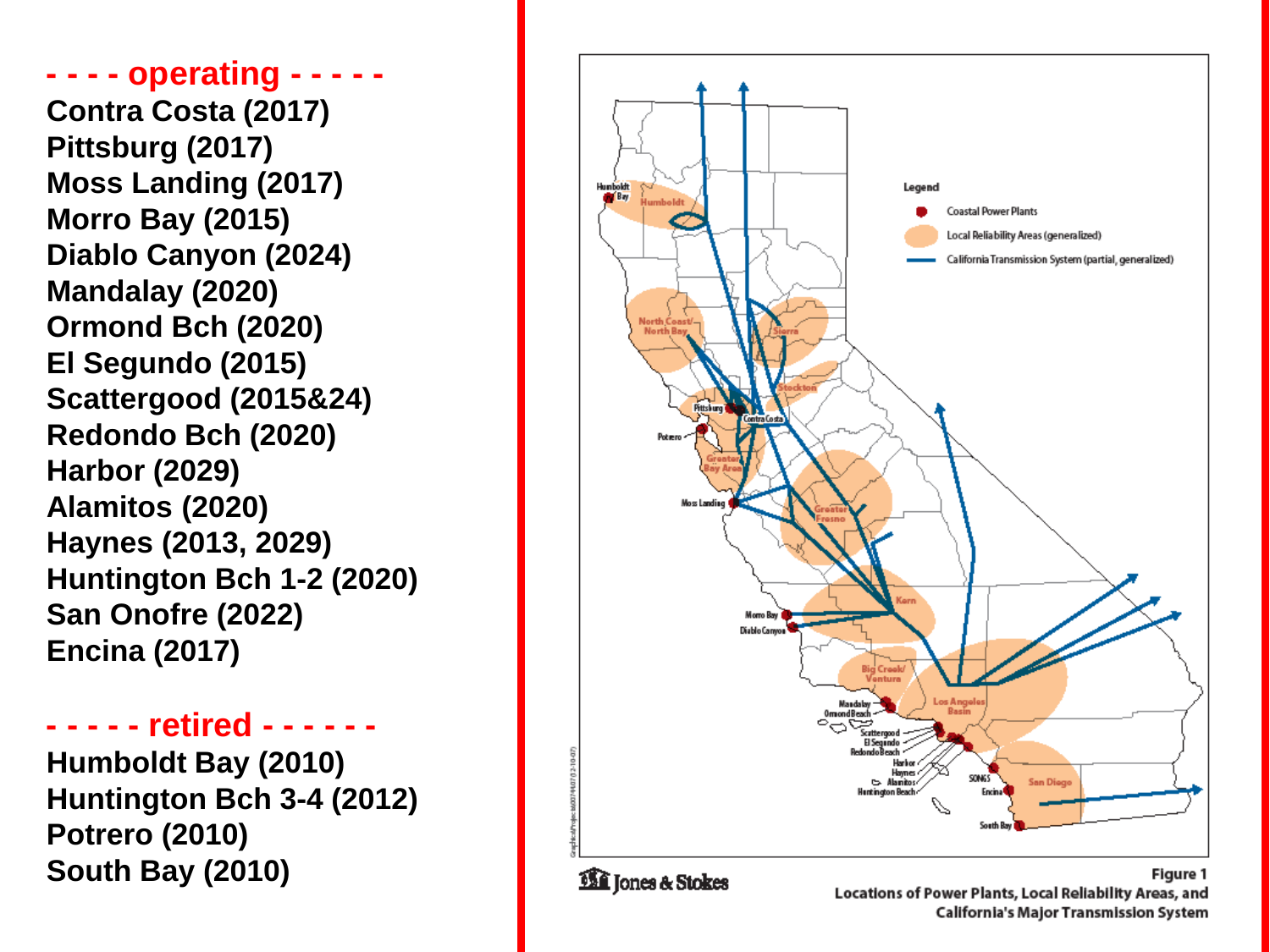**- - - - operating - - - - -**

Contra Costa (2017)
Pittsburg (2017)
Moss Landing (2017)
Morro Bay (2015)
Diablo Canyon (2024)
Mandalay (2020)
Ormond Bch (2020)
El Segundo (2015)
Scattergood (2015&24)
Redondo Bch (2020)
Harbor (2029)
Alamitos (2020)
Haynes (2013, 2029)
Huntington Bch 1-2 (2020)
San Onofre (2022)
Encina (2017)

**- - - - - retired - - - - - -**

Humboldt Bay (2010)
Huntington Bch 3-4 (2012)
Potrero (2010)
South Bay (2010)

Jones & Stokes

Figure 1
Locations of Power Plants, Local Reliability Areas, and California's Major Transmission System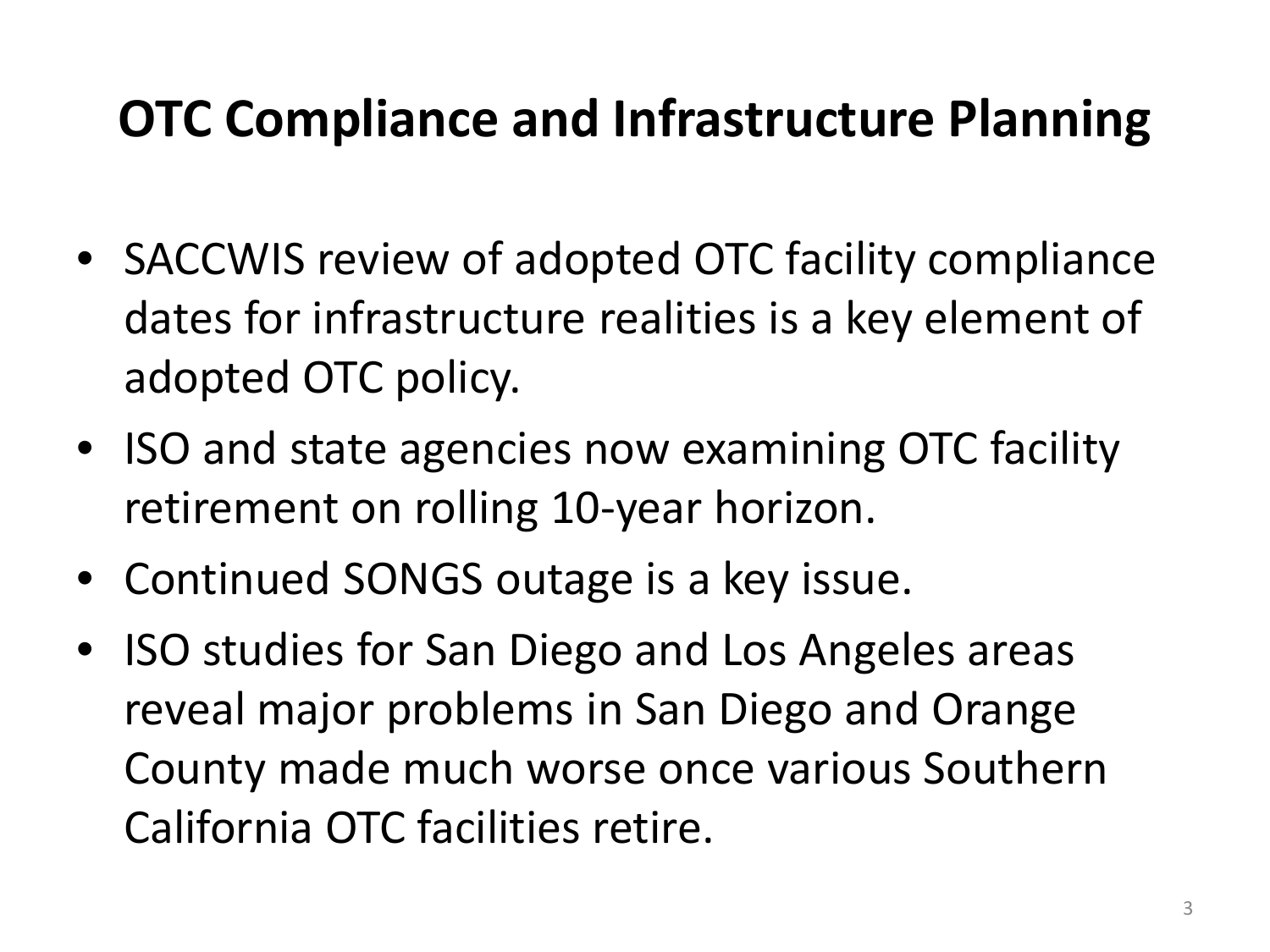# OTC Compliance and Infrastructure Planning

- SACCWIS review of adopted OTC facility compliance dates for infrastructure realities is a key element of adopted OTC policy.
- ISO and state agencies now examining OTC facility retirement on rolling 10-year horizon.
- Continued SONGS outage is a key issue.
- ISO studies for San Diego and Los Angeles areas reveal major problems in San Diego and Orange County made much worse once various Southern California OTC facilities retire.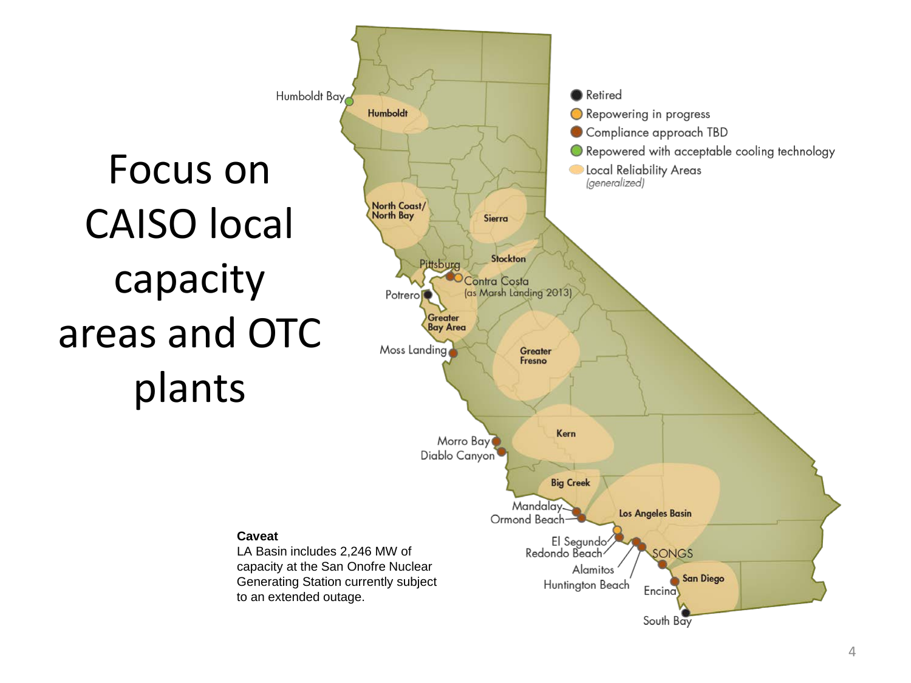# Focus on CAISO local capacity areas and OTC plants

● Retired
● Repowering in progress
● Compliance approach TBD
● Repowered with acceptable cooling technology
● Local Reliability Areas *(generalized)*

Humboldt Bay

Humboldt

North Coast/ North Bay

Sierra

Stockton

Pittsburg

Contra Costa (as Marsh Landing 2013)

Potrero

Greater Bay Area

Moss Landing

Greater Fresno

Kern

Morro Bay

Diablo Canyon

Big Creek

Mandalay

Ormond Beach

Los Angeles Basin

El Segundo

Redondo Beach

Alamitos

Huntington Beach

SONGS

San Diego

Encina

South Bay

**Caveat**

LA Basin includes 2,246 MW of capacity at the San Onofre Nuclear Generating Station currently subject to an extended outage.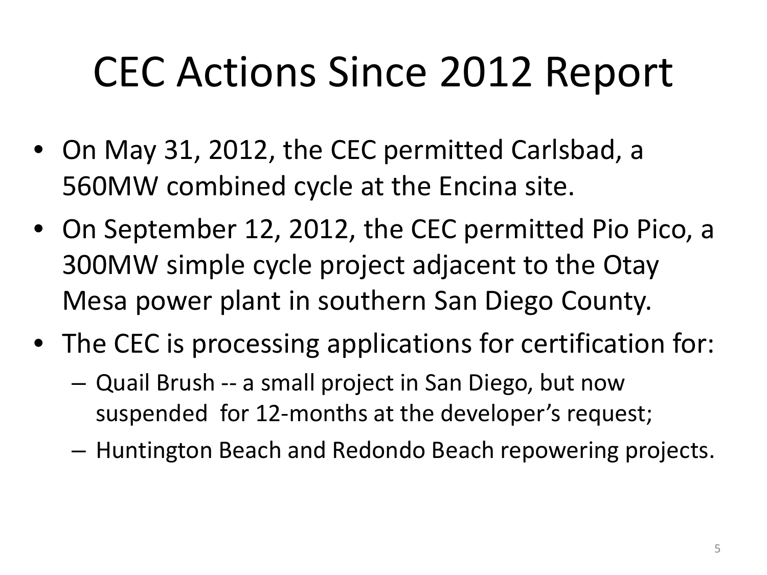# CEC Actions Since 2012 Report

- On May 31, 2012, the CEC permitted Carlsbad, a 560MW combined cycle at the Encina site.
- On September 12, 2012, the CEC permitted Pio Pico, a 300MW simple cycle project adjacent to the Otay Mesa power plant in southern San Diego County.
- The CEC is processing applications for certification for:
  - Quail Brush -- a small project in San Diego, but now suspended for 12-months at the developer's request;
  - Huntington Beach and Redondo Beach repowering projects.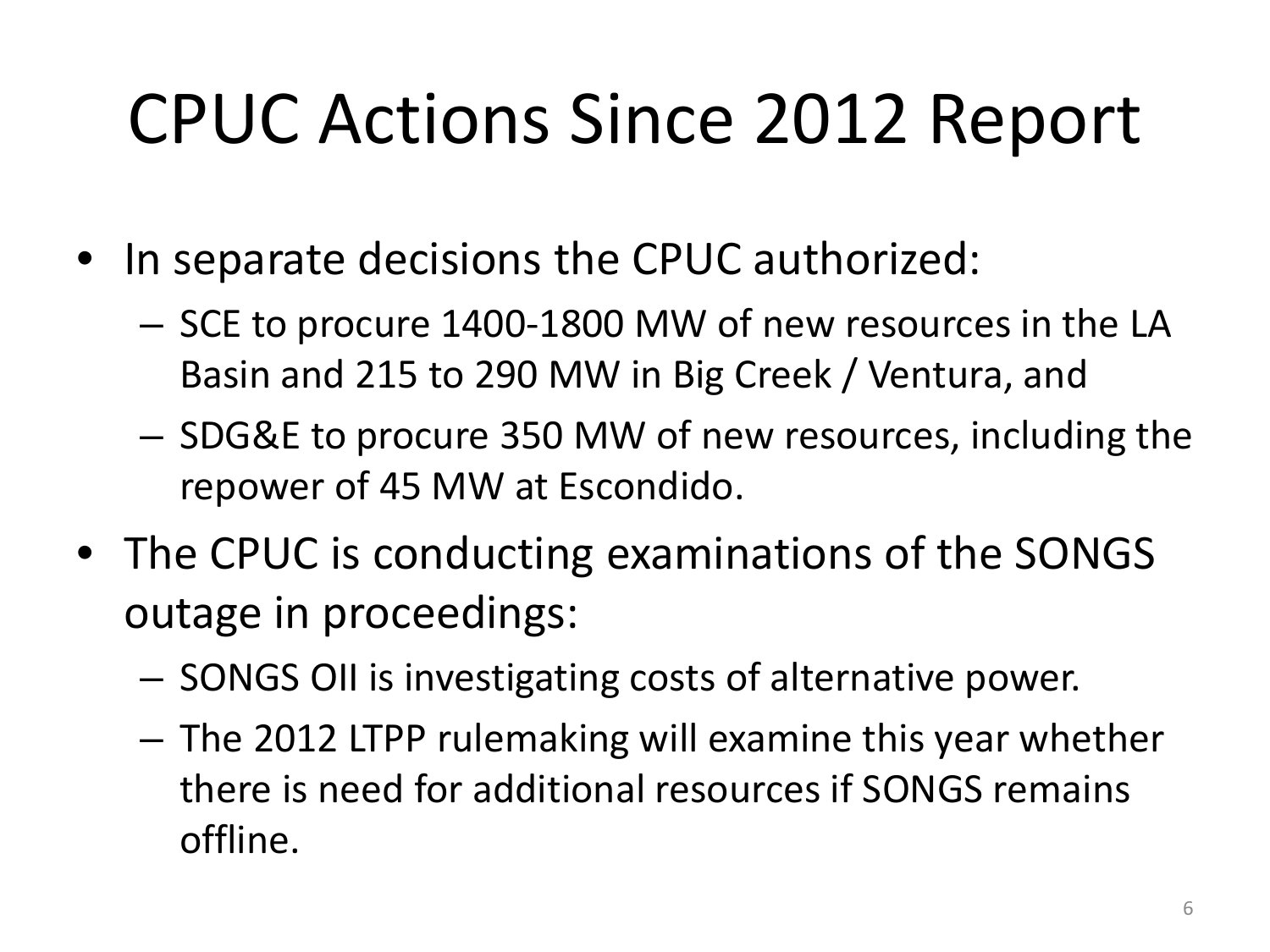# CPUC Actions Since 2012 Report

- In separate decisions the CPUC authorized:
  - SCE to procure 1400-1800 MW of new resources in the LA Basin and 215 to 290 MW in Big Creek / Ventura, and
  - SDG&E to procure 350 MW of new resources, including the repower of 45 MW at Escondido.
- The CPUC is conducting examinations of the SONGS outage in proceedings:
  - SONGS OII is investigating costs of alternative power.
  - The 2012 LTPP rulemaking will examine this year whether there is need for additional resources if SONGS remains offline.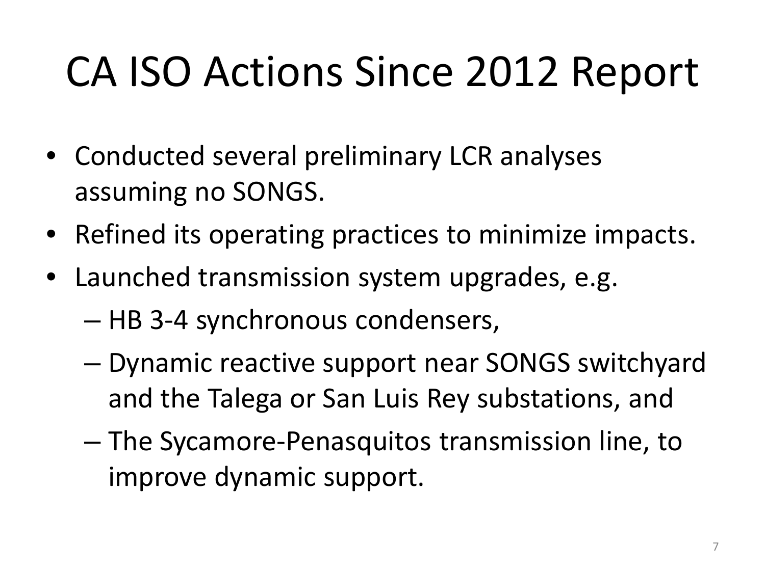# CA ISO Actions Since 2012 Report

- Conducted several preliminary LCR analyses assuming no SONGS.
- Refined its operating practices to minimize impacts.
- Launched transmission system upgrades, e.g.
  - HB 3-4 synchronous condensers,
  - Dynamic reactive support near SONGS switchyard and the Talega or San Luis Rey substations, and
  - The Sycamore-Penasquitos transmission line, to improve dynamic support.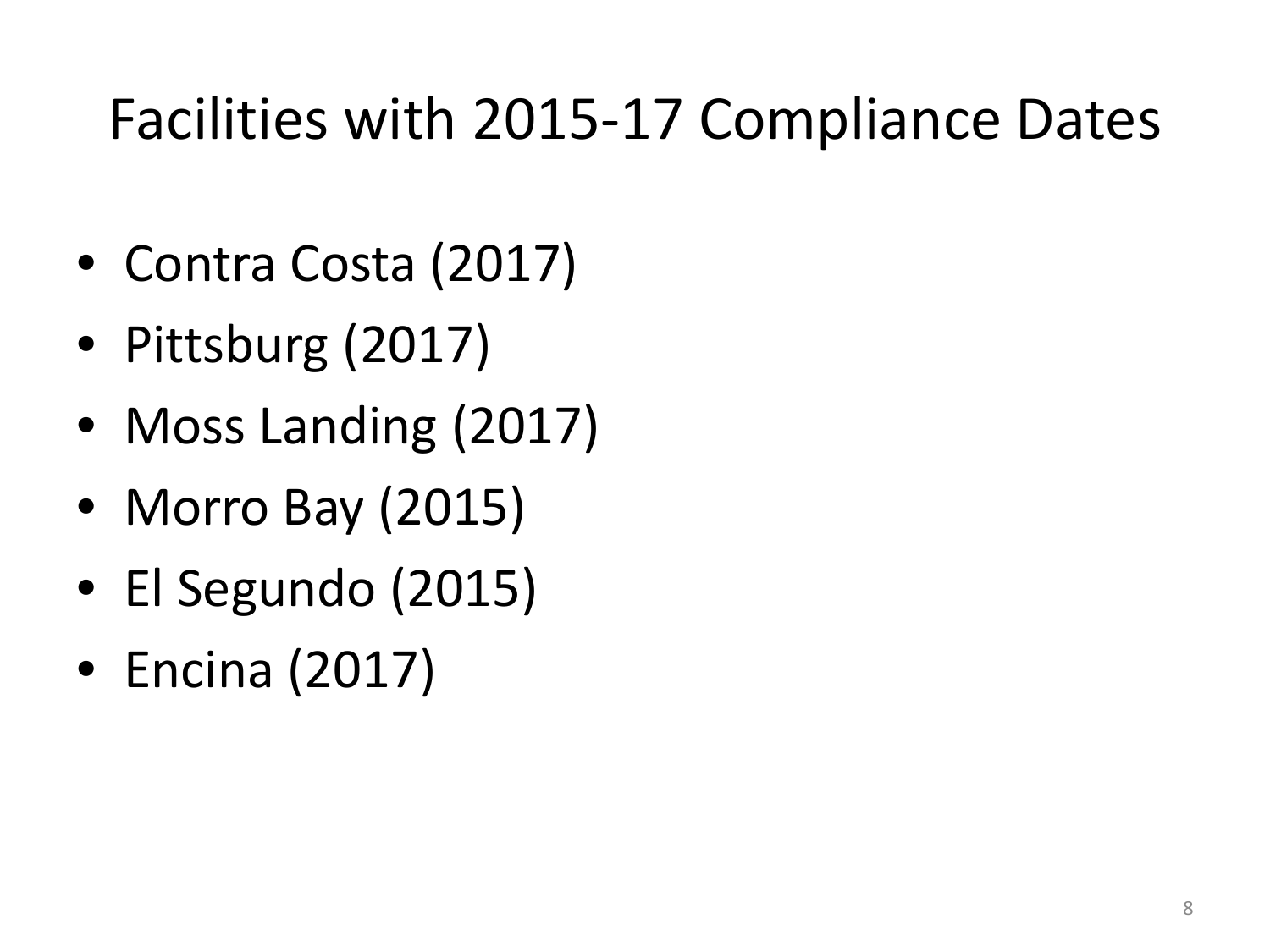# Facilities with 2015-17 Compliance Dates

- Contra Costa (2017)
- Pittsburg (2017)
- Moss Landing (2017)
- Morro Bay (2015)
- El Segundo (2015)
- Encina (2017)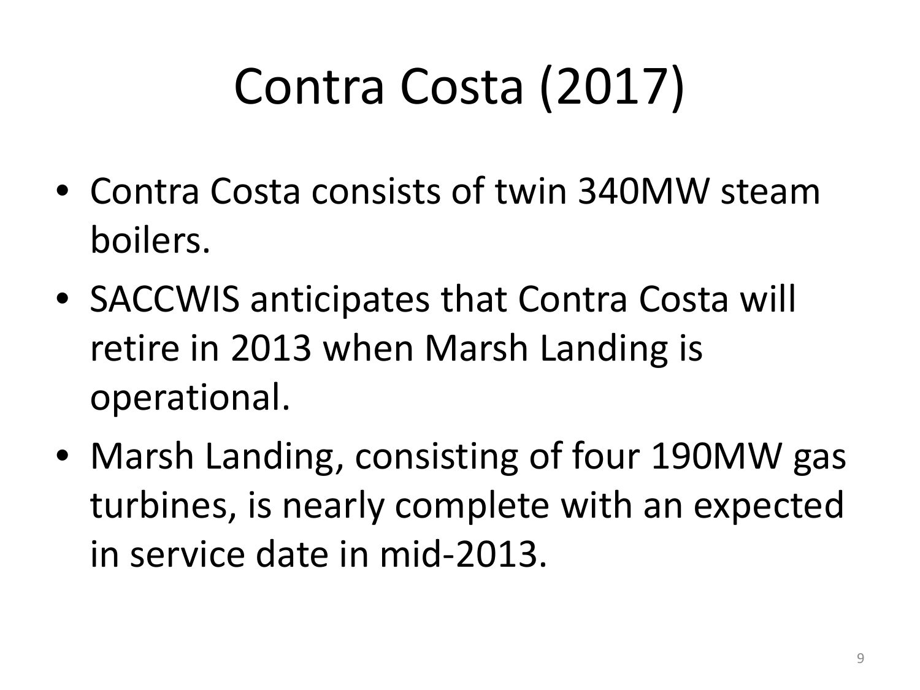# Contra Costa (2017)

- Contra Costa consists of twin 340MW steam boilers.
- SACCWIS anticipates that Contra Costa will retire in 2013 when Marsh Landing is operational.
- Marsh Landing, consisting of four 190MW gas turbines, is nearly complete with an expected in service date in mid-2013.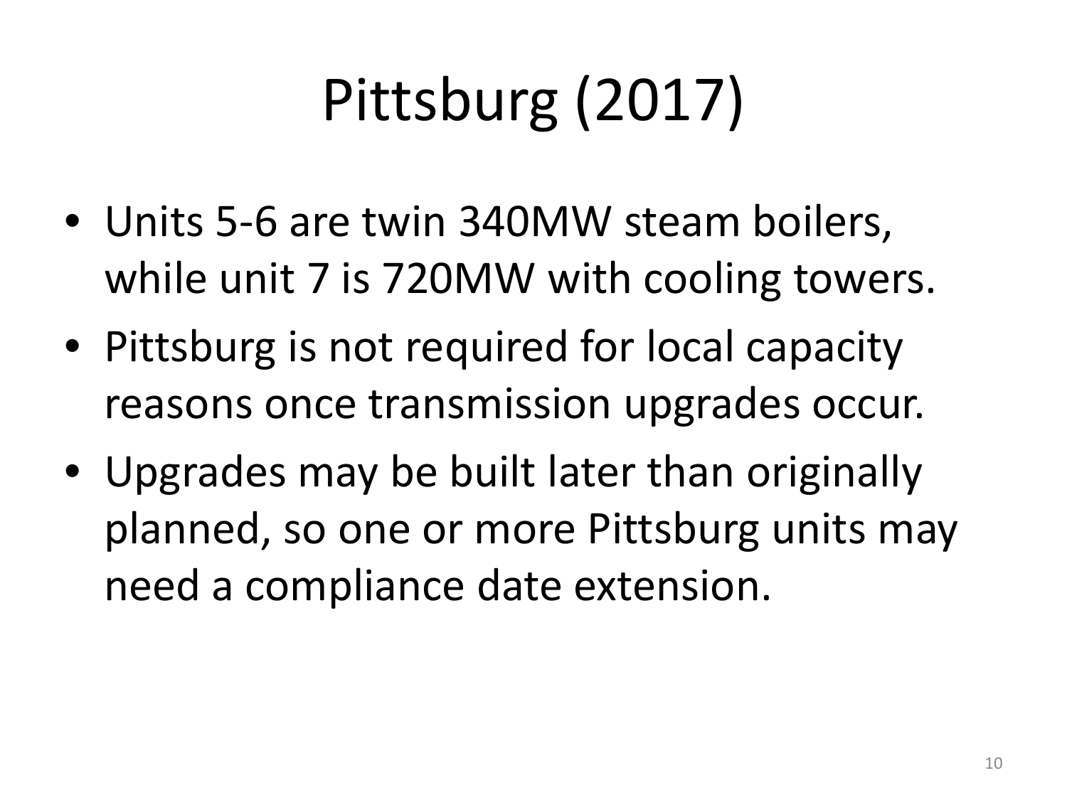# Pittsburg (2017)

- Units 5-6 are twin 340MW steam boilers, while unit 7 is 720MW with cooling towers.
- Pittsburg is not required for local capacity reasons once transmission upgrades occur.
- Upgrades may be built later than originally planned, so one or more Pittsburg units may need a compliance date extension.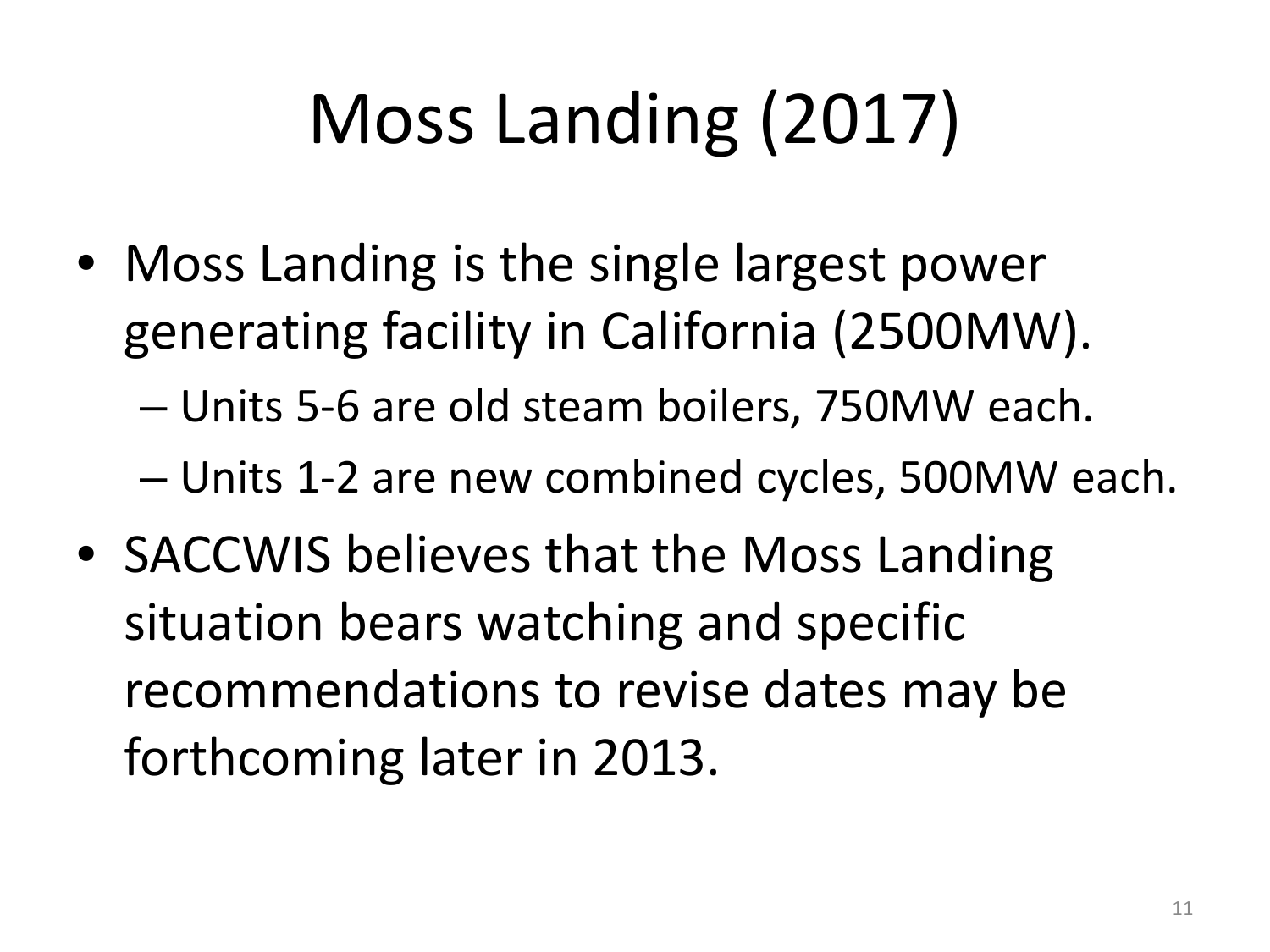# Moss Landing (2017)

- Moss Landing is the single largest power generating facility in California (2500MW).
  - Units 5-6 are old steam boilers, 750MW each.
  - Units 1-2 are new combined cycles, 500MW each.
- SACCWIS believes that the Moss Landing situation bears watching and specific recommendations to revise dates may be forthcoming later in 2013.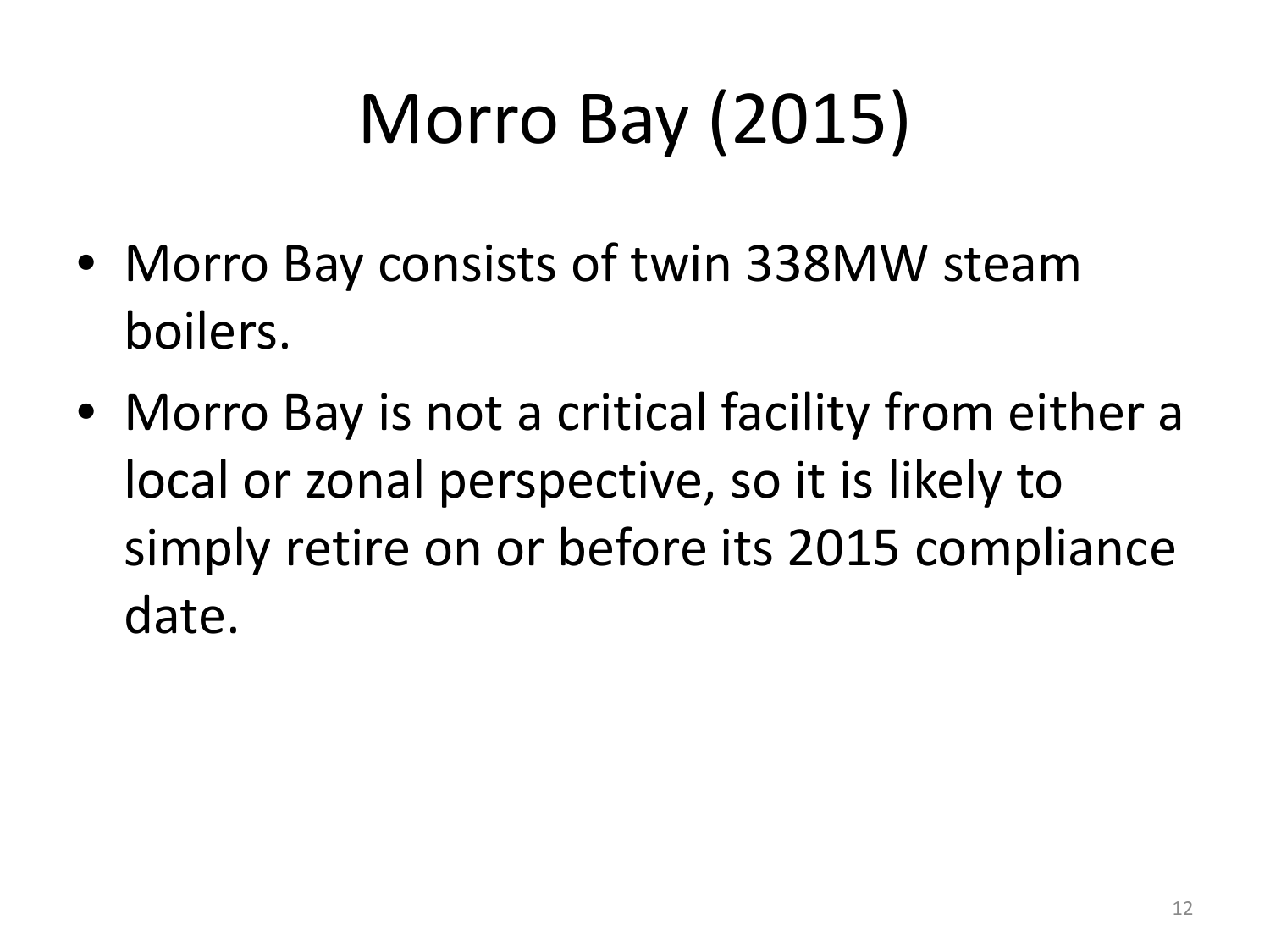# Morro Bay (2015)

- Morro Bay consists of twin 338MW steam boilers.
- Morro Bay is not a critical facility from either a local or zonal perspective, so it is likely to simply retire on or before its 2015 compliance date.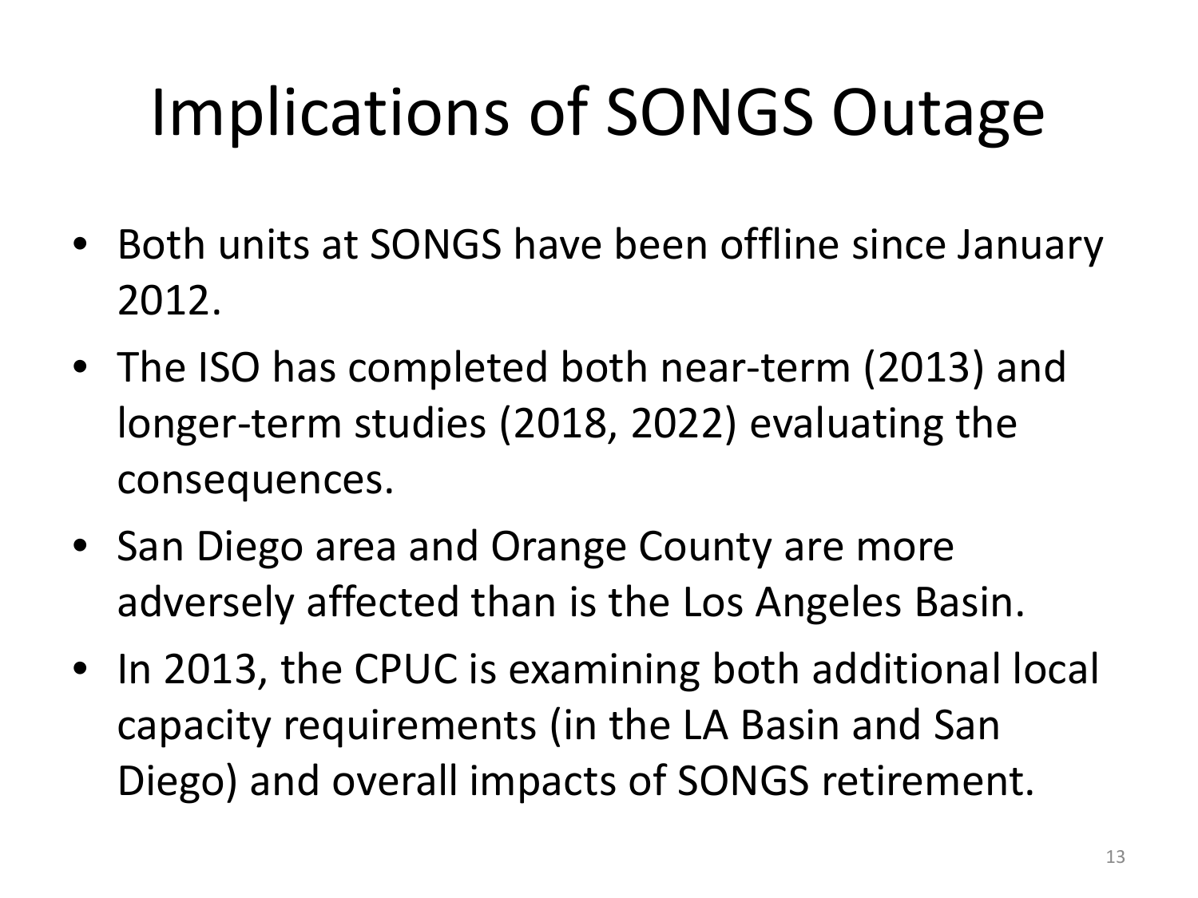# Implications of SONGS Outage

- Both units at SONGS have been offline since January 2012.
- The ISO has completed both near-term (2013) and longer-term studies (2018, 2022) evaluating the consequences.
- San Diego area and Orange County are more adversely affected than is the Los Angeles Basin.
- In 2013, the CPUC is examining both additional local capacity requirements (in the LA Basin and San Diego) and overall impacts of SONGS retirement.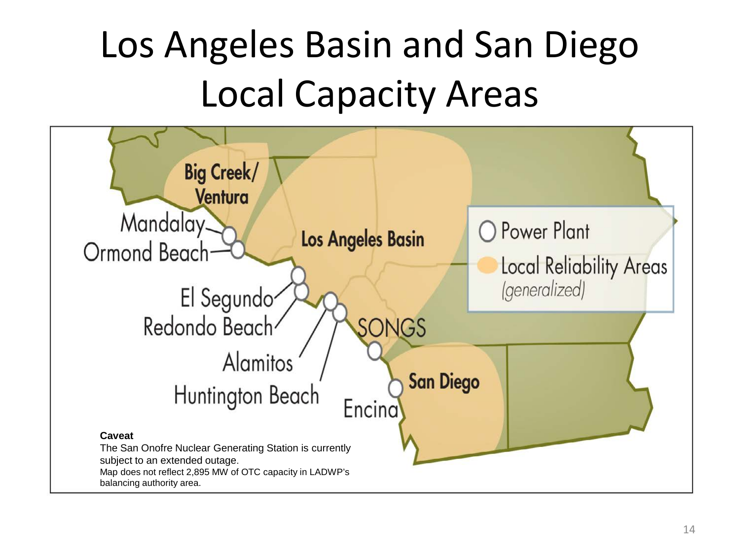# Los Angeles Basin and San Diego Local Capacity Areas

Big Creek/ Ventura

Mandalay

Ormond Beach

El Segundo

Redondo Beach

Alamitos

Huntington Beach

Los Angeles Basin

SONGS

San Diego

Encina

Power Plant

Local Reliability Areas *(generalized)*

**Caveat**

The San Onofre Nuclear Generating Station is currently subject to an extended outage.

Map does not reflect 2,895 MW of OTC capacity in LADWP's balancing authority area.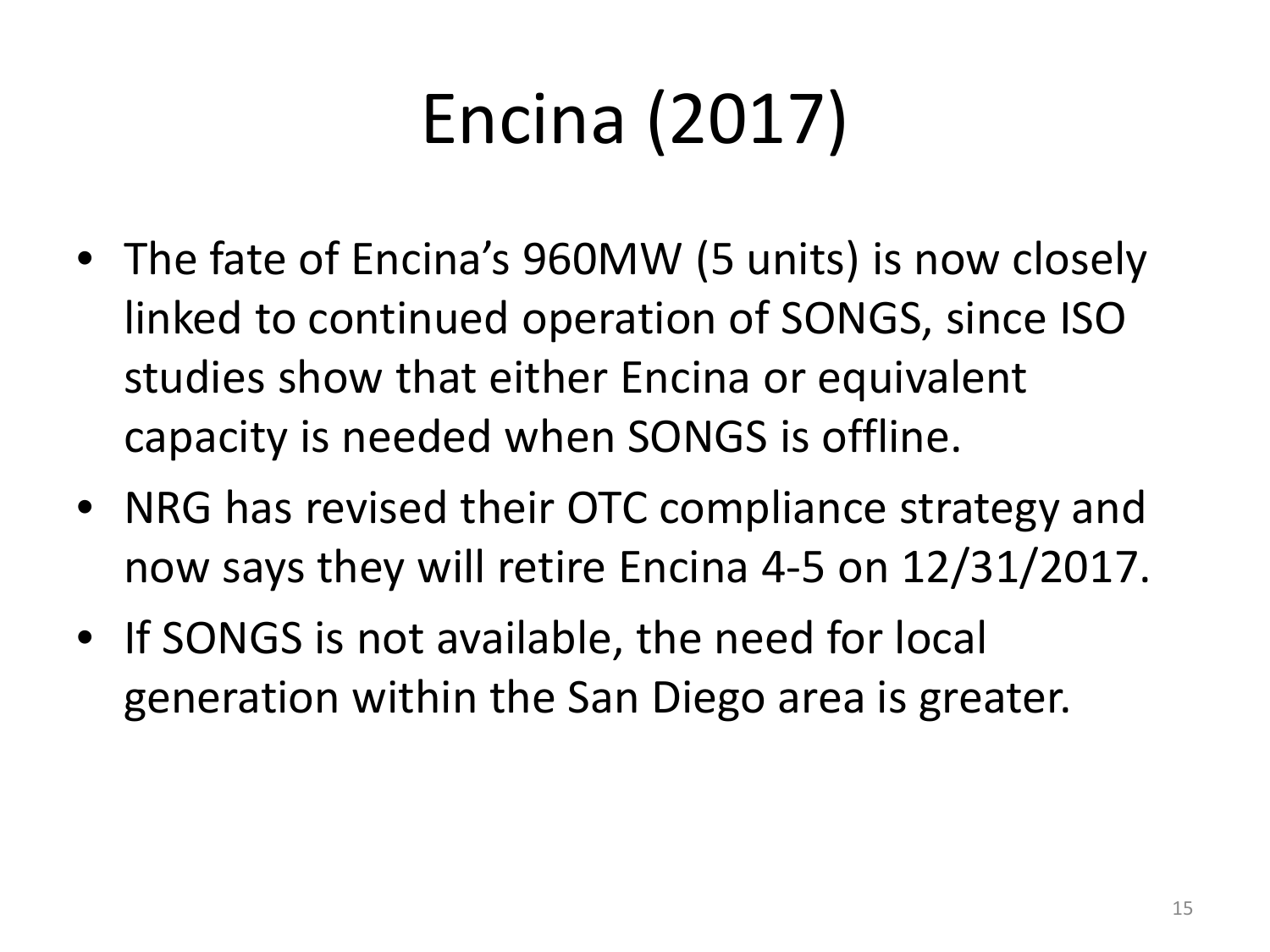# Encina (2017)

- The fate of Encina’s 960MW (5 units) is now closely linked to continued operation of SONGS, since ISO studies show that either Encina or equivalent capacity is needed when SONGS is offline.
- NRG has revised their OTC compliance strategy and now says they will retire Encina 4-5 on 12/31/2017.
- If SONGS is not available, the need for local generation within the San Diego area is greater.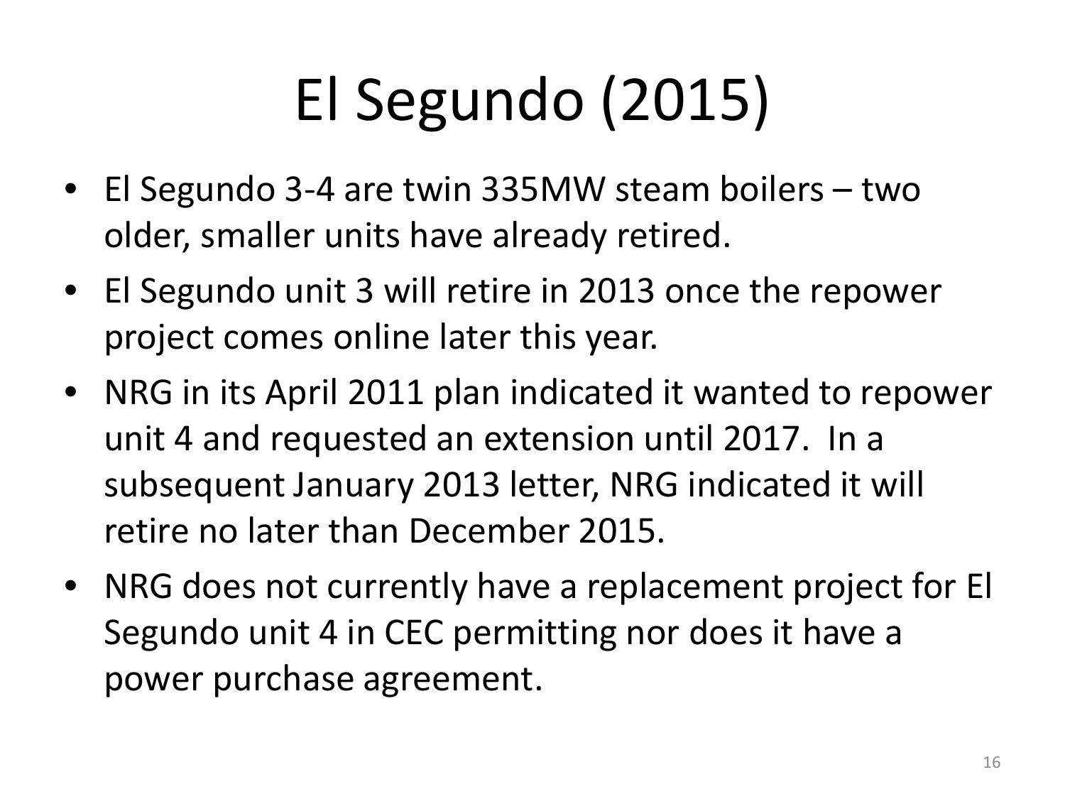# El Segundo (2015)

- El Segundo 3-4 are twin 335MW steam boilers – two older, smaller units have already retired.
- El Segundo unit 3 will retire in 2013 once the repower project comes online later this year.
- NRG in its April 2011 plan indicated it wanted to repower unit 4 and requested an extension until 2017. In a subsequent January 2013 letter, NRG indicated it will retire no later than December 2015.
- NRG does not currently have a replacement project for El Segundo unit 4 in CEC permitting nor does it have a power purchase agreement.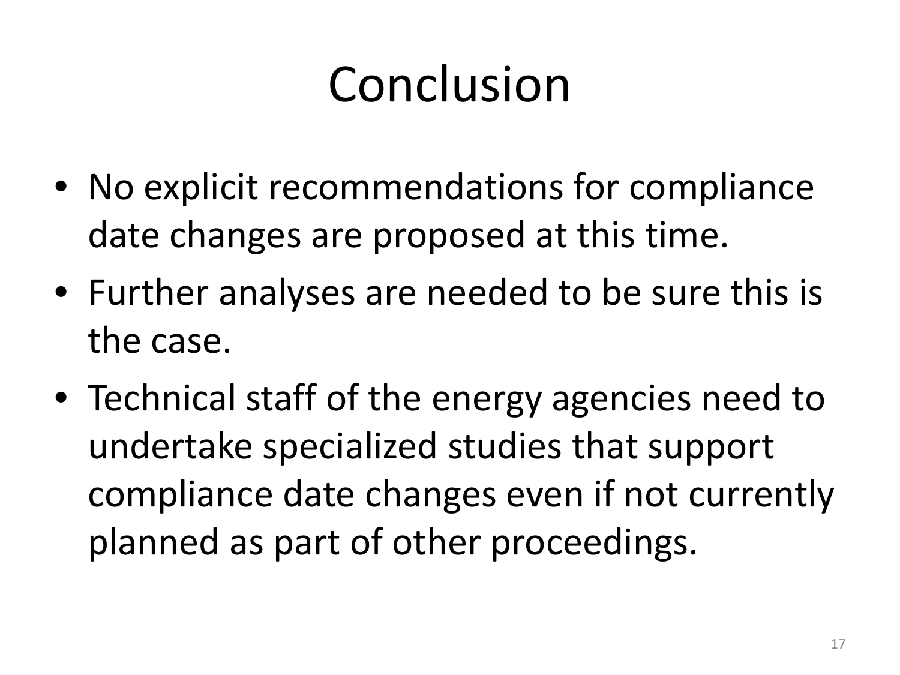# Conclusion

- No explicit recommendations for compliance date changes are proposed at this time.
- Further analyses are needed to be sure this is the case.
- Technical staff of the energy agencies need to undertake specialized studies that support compliance date changes even if not currently planned as part of other proceedings.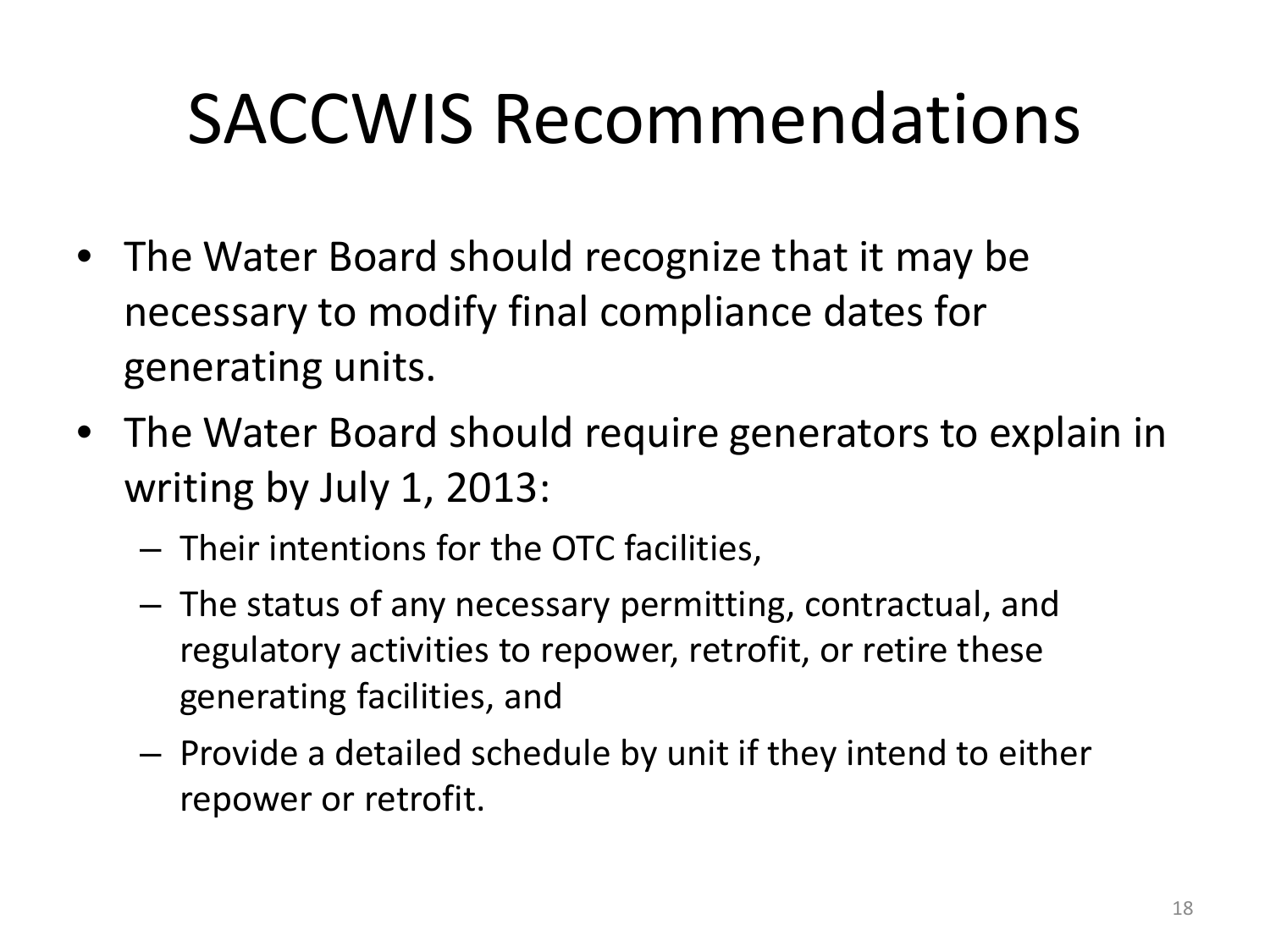# SACCWIS Recommendations

- The Water Board should recognize that it may be necessary to modify final compliance dates for generating units.
- The Water Board should require generators to explain in writing by July 1, 2013:
  - Their intentions for the OTC facilities,
  - The status of any necessary permitting, contractual, and regulatory activities to repower, retrofit, or retire these generating facilities, and
  - Provide a detailed schedule by unit if they intend to either repower or retrofit.